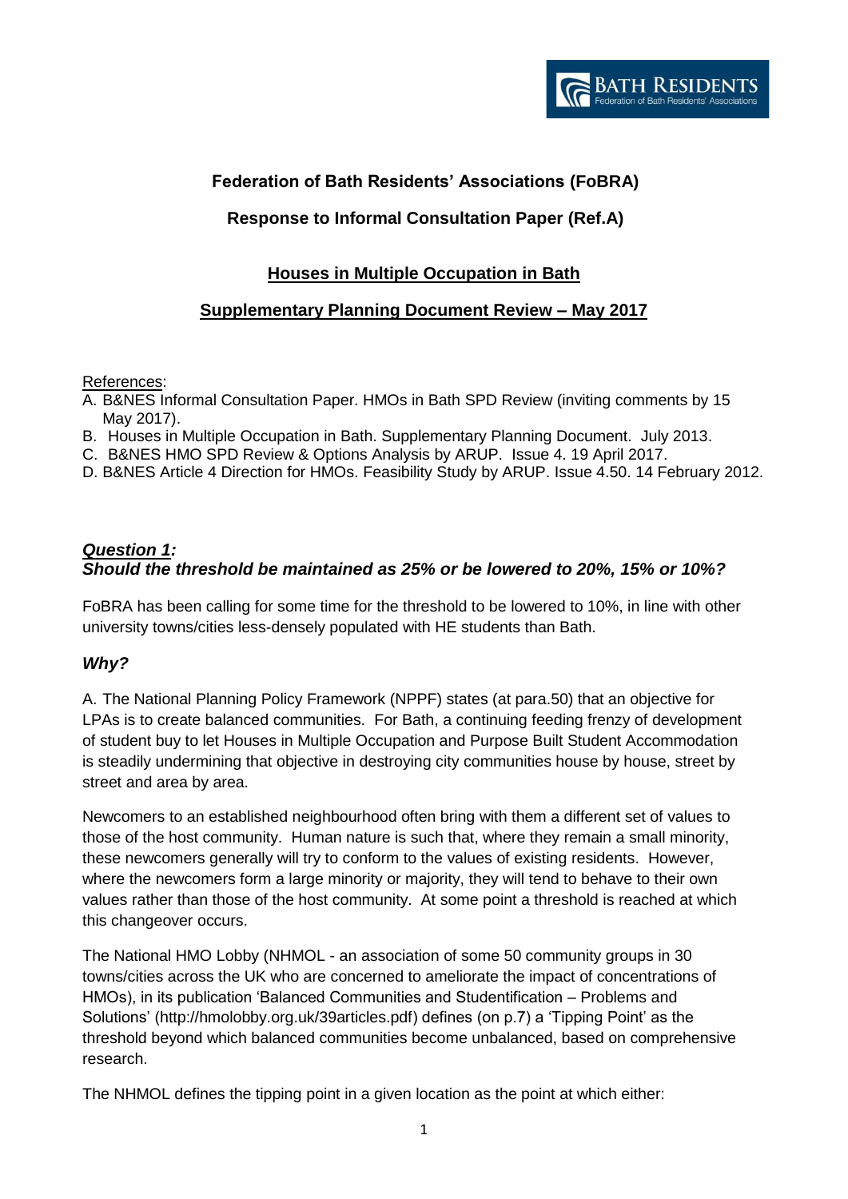**Federation of Bath Residents' Associations (FoBRA)**

**Response to Informal Consultation Paper (Ref.A)**

# Houses in Multiple Occupation in Bath

## Supplementary Planning Document Review – May 2017

References:

A. B&NES Informal Consultation Paper. HMOs in Bath SPD Review (inviting comments by 15 May 2017).
B. Houses in Multiple Occupation in Bath. Supplementary Planning Document. July 2013.
C. B&NES HMO SPD Review & Options Analysis by ARUP. Issue 4. 19 April 2017.
D. B&NES Article 4 Direction for HMOs. Feasibility Study by ARUP. Issue 4.50. 14 February 2012.

### *Question 1:*
### *Should the threshold be maintained as 25% or be lowered to 20%, 15% or 10%?*

FoBRA has been calling for some time for the threshold to be lowered to 10%, in line with other university towns/cities less-densely populated with HE students than Bath.

### *Why?*

A. The National Planning Policy Framework (NPPF) states (at para.50) that an objective for LPAs is to create balanced communities. For Bath, a continuing feeding frenzy of development of student buy to let Houses in Multiple Occupation and Purpose Built Student Accommodation is steadily undermining that objective in destroying city communities house by house, street by street and area by area.

Newcomers to an established neighbourhood often bring with them a different set of values to those of the host community. Human nature is such that, where they remain a small minority, these newcomers generally will try to conform to the values of existing residents. However, where the newcomers form a large minority or majority, they will tend to behave to their own values rather than those of the host community. At some point a threshold is reached at which this changeover occurs.

The National HMO Lobby (NHMOL - an association of some 50 community groups in 30 towns/cities across the UK who are concerned to ameliorate the impact of concentrations of HMOs), in its publication 'Balanced Communities and Studentification – Problems and Solutions' (http://hmolobby.org.uk/39articles.pdf) defines (on p.7) a 'Tipping Point' as the threshold beyond which balanced communities become unbalanced, based on comprehensive research.

The NHMOL defines the tipping point in a given location as the point at which either: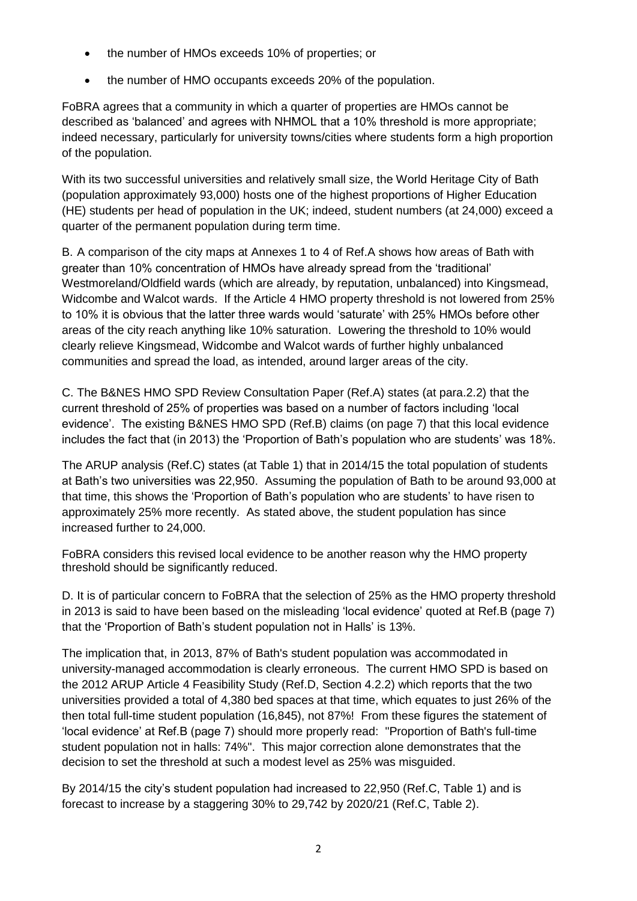- the number of HMOs exceeds 10% of properties; or
- the number of HMO occupants exceeds 20% of the population.

FoBRA agrees that a community in which a quarter of properties are HMOs cannot be described as 'balanced' and agrees with NHMOL that a 10% threshold is more appropriate; indeed necessary, particularly for university towns/cities where students form a high proportion of the population.

With its two successful universities and relatively small size, the World Heritage City of Bath (population approximately 93,000) hosts one of the highest proportions of Higher Education (HE) students per head of population in the UK; indeed, student numbers (at 24,000) exceed a quarter of the permanent population during term time.

B. A comparison of the city maps at Annexes 1 to 4 of Ref.A shows how areas of Bath with greater than 10% concentration of HMOs have already spread from the 'traditional' Westmoreland/Oldfield wards (which are already, by reputation, unbalanced) into Kingsmead, Widcombe and Walcot wards. If the Article 4 HMO property threshold is not lowered from 25% to 10% it is obvious that the latter three wards would 'saturate' with 25% HMOs before other areas of the city reach anything like 10% saturation. Lowering the threshold to 10% would clearly relieve Kingsmead, Widcombe and Walcot wards of further highly unbalanced communities and spread the load, as intended, around larger areas of the city.

C. The B&NES HMO SPD Review Consultation Paper (Ref.A) states (at para.2.2) that the current threshold of 25% of properties was based on a number of factors including 'local evidence'. The existing B&NES HMO SPD (Ref.B) claims (on page 7) that this local evidence includes the fact that (in 2013) the 'Proportion of Bath's population who are students' was 18%.

The ARUP analysis (Ref.C) states (at Table 1) that in 2014/15 the total population of students at Bath's two universities was 22,950. Assuming the population of Bath to be around 93,000 at that time, this shows the 'Proportion of Bath's population who are students' to have risen to approximately 25% more recently. As stated above, the student population has since increased further to 24,000.

FoBRA considers this revised local evidence to be another reason why the HMO property threshold should be significantly reduced.

D. It is of particular concern to FoBRA that the selection of 25% as the HMO property threshold in 2013 is said to have been based on the misleading 'local evidence' quoted at Ref.B (page 7) that the 'Proportion of Bath's student population not in Halls' is 13%.

The implication that, in 2013, 87% of Bath's student population was accommodated in university-managed accommodation is clearly erroneous. The current HMO SPD is based on the 2012 ARUP Article 4 Feasibility Study (Ref.D, Section 4.2.2) which reports that the two universities provided a total of 4,380 bed spaces at that time, which equates to just 26% of the then total full-time student population (16,845), not 87%! From these figures the statement of 'local evidence' at Ref.B (page 7) should more properly read: "Proportion of Bath's full-time student population not in halls: 74%". This major correction alone demonstrates that the decision to set the threshold at such a modest level as 25% was misguided.

By 2014/15 the city's student population had increased to 22,950 (Ref.C, Table 1) and is forecast to increase by a staggering 30% to 29,742 by 2020/21 (Ref.C, Table 2).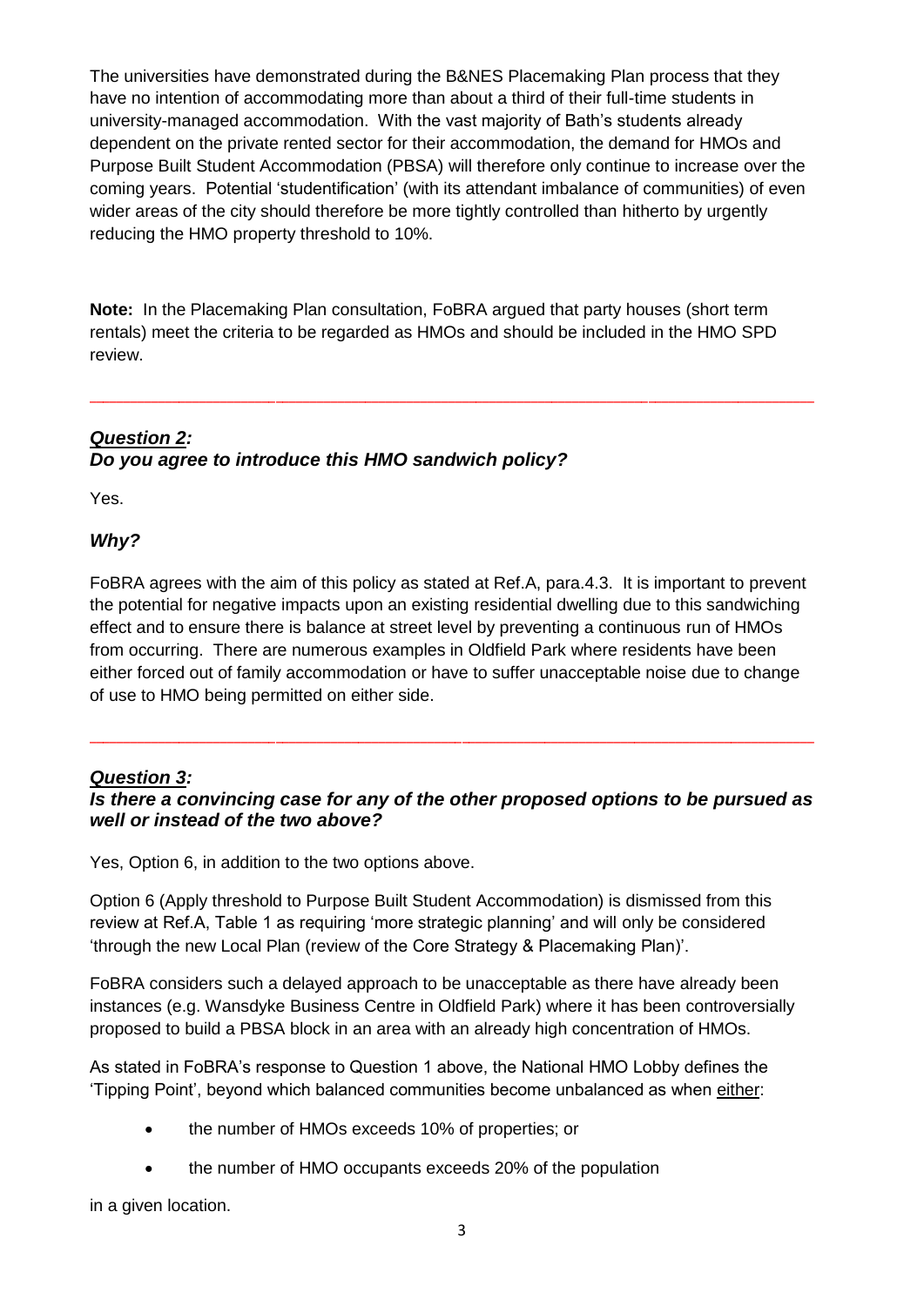The universities have demonstrated during the B&NES Placemaking Plan process that they have no intention of accommodating more than about a third of their full-time students in university-managed accommodation. With the vast majority of Bath's students already dependent on the private rented sector for their accommodation, the demand for HMOs and Purpose Built Student Accommodation (PBSA) will therefore only continue to increase over the coming years. Potential 'studentification' (with its attendant imbalance of communities) of even wider areas of the city should therefore be more tightly controlled than hitherto by urgently reducing the HMO property threshold to 10%.

**Note:** In the Placemaking Plan consultation, FoBRA argued that party houses (short term rentals) meet the criteria to be regarded as HMOs and should be included in the HMO SPD review.

---

### ***Question 2:***
### ***Do you agree to introduce this HMO sandwich policy?***

Yes.

### ***Why?***

FoBRA agrees with the aim of this policy as stated at Ref.A, para.4.3. It is important to prevent the potential for negative impacts upon an existing residential dwelling due to this sandwiching effect and to ensure there is balance at street level by preventing a continuous run of HMOs from occurring. There are numerous examples in Oldfield Park where residents have been either forced out of family accommodation or have to suffer unacceptable noise due to change of use to HMO being permitted on either side.

---

### ***Question 3:***
### ***Is there a convincing case for any of the other proposed options to be pursued as well or instead of the two above?***

Yes, Option 6, in addition to the two options above.

Option 6 (Apply threshold to Purpose Built Student Accommodation) is dismissed from this review at Ref.A, Table 1 as requiring 'more strategic planning' and will only be considered 'through the new Local Plan (review of the Core Strategy & Placemaking Plan)'.

FoBRA considers such a delayed approach to be unacceptable as there have already been instances (e.g. Wansdyke Business Centre in Oldfield Park) where it has been controversially proposed to build a PBSA block in an area with an already high concentration of HMOs.

As stated in FoBRA's response to Question 1 above, the National HMO Lobby defines the 'Tipping Point', beyond which balanced communities become unbalanced as when either:

- the number of HMOs exceeds 10% of properties; or
- the number of HMO occupants exceeds 20% of the population

in a given location.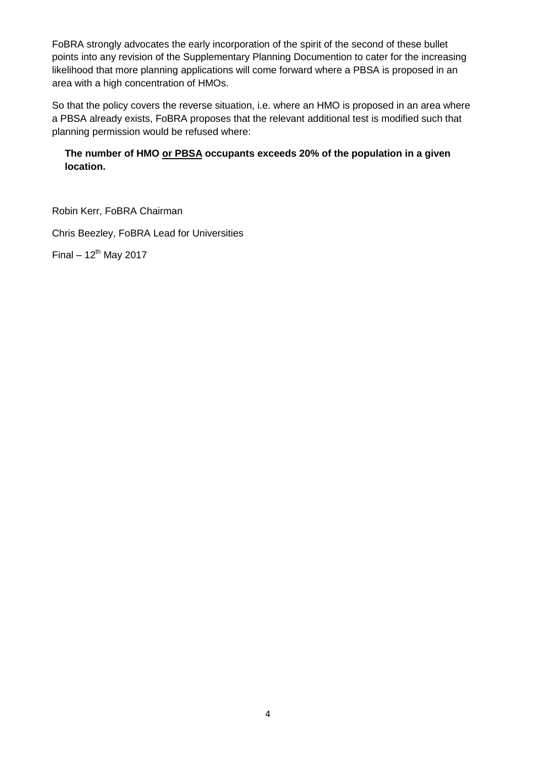FoBRA strongly advocates the early incorporation of the spirit of the second of these bullet points into any revision of the Supplementary Planning Documention to cater for the increasing likelihood that more planning applications will come forward where a PBSA is proposed in an area with a high concentration of HMOs.

So that the policy covers the reverse situation, i.e. where an HMO is proposed in an area where a PBSA already exists, FoBRA proposes that the relevant additional test is modified such that planning permission would be refused where:

**The number of HMO <u>or PBSA</u> occupants exceeds 20% of the population in a given location.**

Robin Kerr, FoBRA Chairman

Chris Beezley, FoBRA Lead for Universities

Final – 12th May 2017